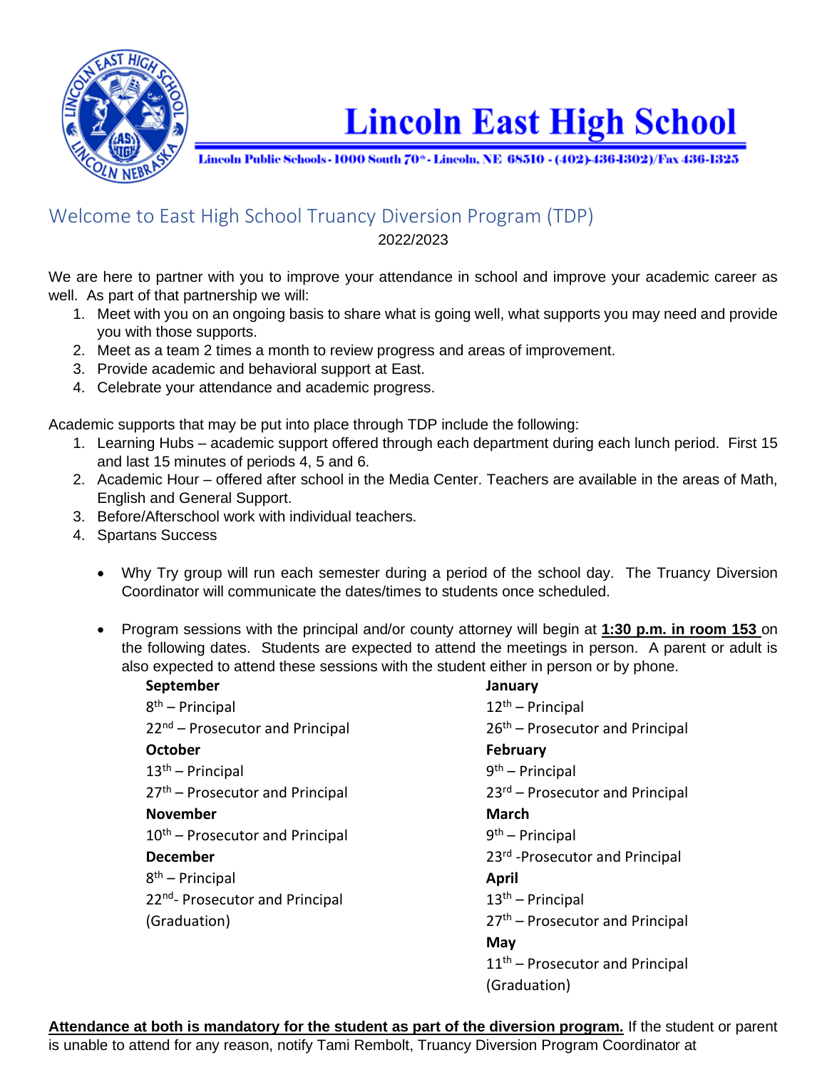# Lincoln East High School

Lincoln Public Schools - 1000 South 70th - Lincoln, NE 68510 - (402)-436-1302)/Fax 436-1325

## Welcome to East High School Truancy Diversion Program (TDP)

2022/2023

We are here to partner with you to improve your attendance in school and improve your academic career as well. As part of that partnership we will:

1. Meet with you on an ongoing basis to share what is going well, what supports you may need and provide you with those supports.
2. Meet as a team 2 times a month to review progress and areas of improvement.
3. Provide academic and behavioral support at East.
4. Celebrate your attendance and academic progress.

Academic supports that may be put into place through TDP include the following:

1. Learning Hubs – academic support offered through each department during each lunch period. First 15 and last 15 minutes of periods 4, 5 and 6.
2. Academic Hour – offered after school in the Media Center. Teachers are available in the areas of Math, English and General Support.
3. Before/Afterschool work with individual teachers.
4. Spartans Success

- Why Try group will run each semester during a period of the school day. The Truancy Diversion Coordinator will communicate the dates/times to students once scheduled.

- Program sessions with the principal and/or county attorney will begin at **1:30 p.m. in room 153** on the following dates. Students are expected to attend the meetings in person. A parent or adult is also expected to attend these sessions with the student either in person or by phone.

**September**
8th – Principal
22nd – Prosecutor and Principal

**October**
13th – Principal
27th – Prosecutor and Principal

**November**
10th – Prosecutor and Principal

**December**
8th – Principal
22nd- Prosecutor and Principal (Graduation)

**January**
12th – Principal
26th – Prosecutor and Principal

**February**
9th – Principal
23rd – Prosecutor and Principal

**March**
9th – Principal
23rd -Prosecutor and Principal

**April**
13th – Principal
27th – Prosecutor and Principal

**May**
11th – Prosecutor and Principal (Graduation)

**Attendance at both is mandatory for the student as part of the diversion program.** If the student or parent is unable to attend for any reason, notify Tami Rembolt, Truancy Diversion Program Coordinator at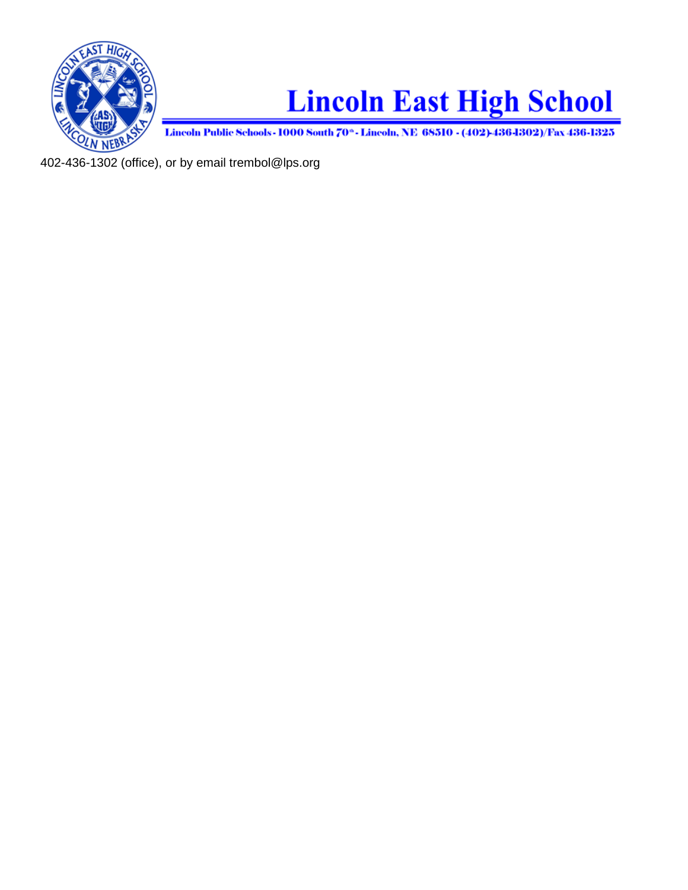# Lincoln East High School

Lincoln Public Schools - 1000 South 70th - Lincoln, NE 68510 - (402)-436-1302)/Fax 436-1325

402-436-1302 (office), or by email trembol@lps.org